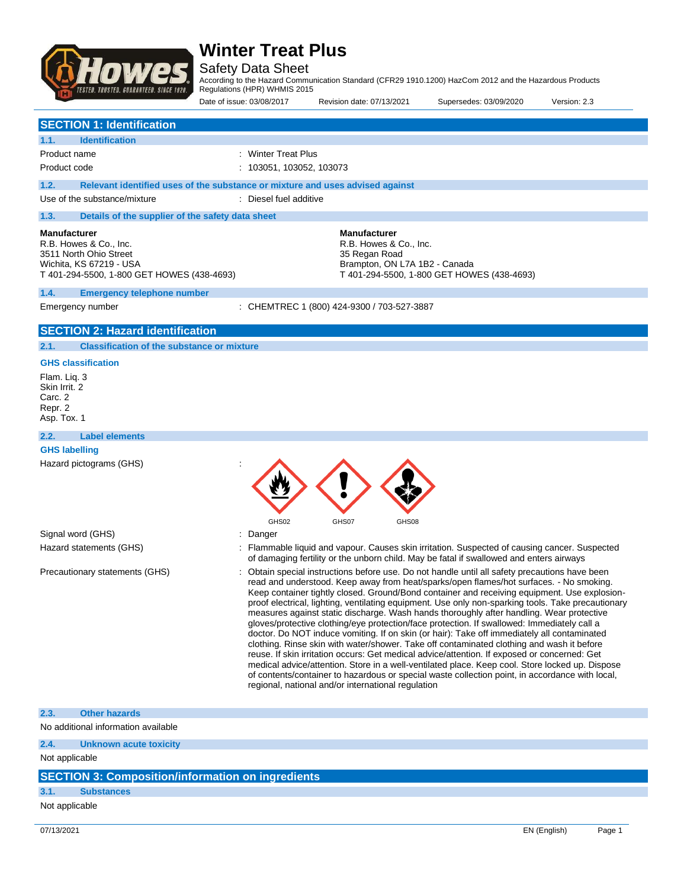# Winter Treat Plus

Safety Data Sheet

According to the Hazard Communication Standard (CFR29 1910.1200) HazCom 2012 and the Hazardous Products Regulations (HPR) WHMIS 2015

Date of issue: 03/08/2017 | Revision date: 07/13/2021 | Supersedes: 03/09/2020 | Version: 2.3

## SECTION 1: Identification

### 1.1. Identification

Product name : Winter Treat Plus

Product code : 103051, 103052, 103073

### 1.2. Relevant identified uses of the substance or mixture and uses advised against

Use of the substance/mixture : Diesel fuel additive

### 1.3. Details of the supplier of the safety data sheet

**Manufacturer**
R.B. Howes & Co., Inc.
3511 North Ohio Street
Wichita, KS 67219 - USA
T 401-294-5500, 1-800 GET HOWES (438-4693)

**Manufacturer**
R.B. Howes & Co., Inc.
35 Regan Road
Brampton, ON L7A 1B2 - Canada
T 401-294-5500, 1-800 GET HOWES (438-4693)

### 1.4. Emergency telephone number

Emergency number : CHEMTREC 1 (800) 424-9300 / 703-527-3887

## SECTION 2: Hazard identification

### 2.1. Classification of the substance or mixture

**GHS classification**

Flam. Liq. 3
Skin Irrit. 2
Carc. 2
Repr. 2
Asp. Tox. 1

### 2.2. Label elements

**GHS labelling**

Hazard pictograms (GHS) : GHS02, GHS07, GHS08

Signal word (GHS) : Danger

Hazard statements (GHS) : Flammable liquid and vapour. Causes skin irritation. Suspected of causing cancer. Suspected of damaging fertility or the unborn child. May be fatal if swallowed and enters airways

Precautionary statements (GHS) : Obtain special instructions before use. Do not handle until all safety precautions have been read and understood. Keep away from heat/sparks/open flames/hot surfaces. - No smoking. Keep container tightly closed. Ground/Bond container and receiving equipment. Use explosion-proof electrical, lighting, ventilating equipment. Use only non-sparking tools. Take precautionary measures against static discharge. Wash hands thoroughly after handling. Wear protective gloves/protective clothing/eye protection/face protection. If swallowed: Immediately call a doctor. Do NOT induce vomiting. If on skin (or hair): Take off immediately all contaminated clothing. Rinse skin with water/shower. Take off contaminated clothing and wash it before reuse. If skin irritation occurs: Get medical advice/attention. If exposed or concerned: Get medical advice/attention. Store in a well-ventilated place. Keep cool. Store locked up. Dispose of contents/container to hazardous or special waste collection point, in accordance with local, regional, national and/or international regulation

### 2.3. Other hazards

No additional information available

### 2.4. Unknown acute toxicity

Not applicable

## SECTION 3: Composition/information on ingredients

### 3.1. Substances

Not applicable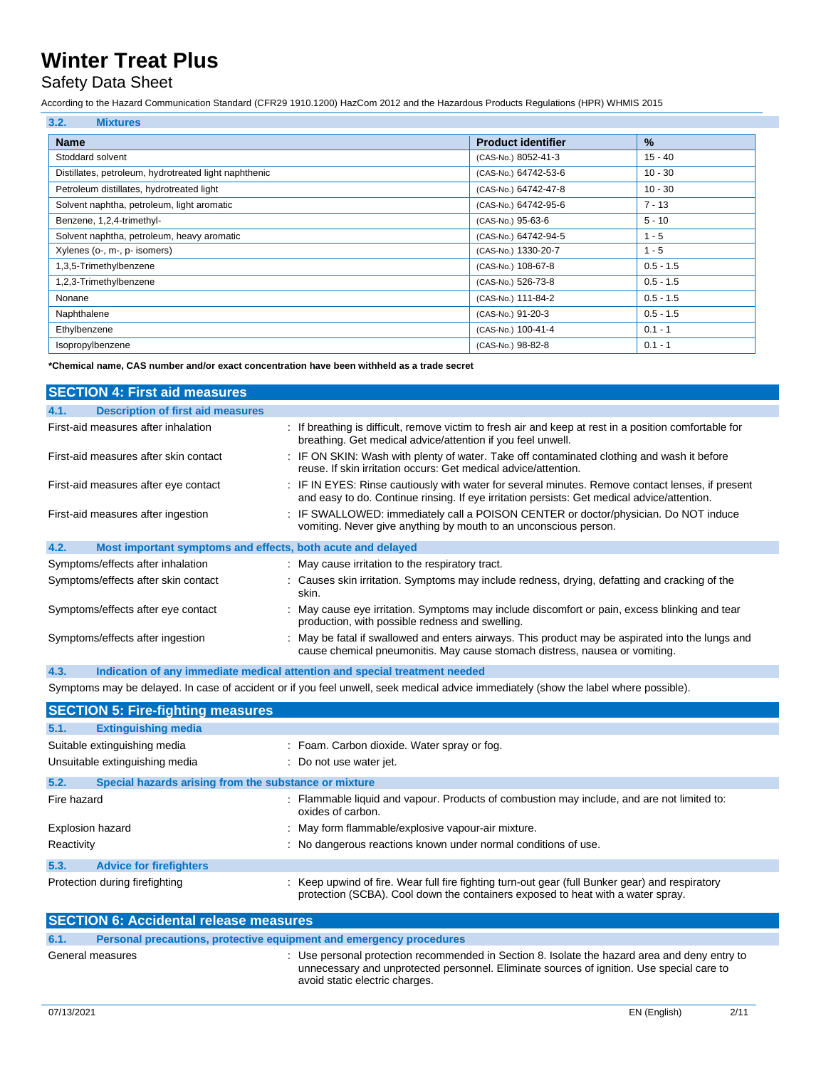### 3.2. Mixtures

| Name | Product identifier | % |
|---|---|---|
| Stoddard solvent | (CAS-No.) 8052-41-3 | 15 - 40 |
| Distillates, petroleum, hydrotreated light naphthenic | (CAS-No.) 64742-53-6 | 10 - 30 |
| Petroleum distillates, hydrotreated light | (CAS-No.) 64742-47-8 | 10 - 30 |
| Solvent naphtha, petroleum, light aromatic | (CAS-No.) 64742-95-6 | 7 - 13 |
| Benzene, 1,2,4-trimethyl- | (CAS-No.) 95-63-6 | 5 - 10 |
| Solvent naphtha, petroleum, heavy aromatic | (CAS-No.) 64742-94-5 | 1 - 5 |
| Xylenes (o-, m-, p- isomers) | (CAS-No.) 1330-20-7 | 1 - 5 |
| 1,3,5-Trimethylbenzene | (CAS-No.) 108-67-8 | 0.5 - 1.5 |
| 1,2,3-Trimethylbenzene | (CAS-No.) 526-73-8 | 0.5 - 1.5 |
| Nonane | (CAS-No.) 111-84-2 | 0.5 - 1.5 |
| Naphthalene | (CAS-No.) 91-20-3 | 0.5 - 1.5 |
| Ethylbenzene | (CAS-No.) 100-41-4 | 0.1 - 1 |
| Isopropylbenzene | (CAS-No.) 98-82-8 | 0.1 - 1 |

**\*Chemical name, CAS number and/or exact concentration have been withheld as a trade secret**

## SECTION 4: First aid measures

### 4.1. Description of first aid measures

First-aid measures after inhalation : If breathing is difficult, remove victim to fresh air and keep at rest in a position comfortable for breathing. Get medical advice/attention if you feel unwell.

First-aid measures after skin contact : IF ON SKIN: Wash with plenty of water. Take off contaminated clothing and wash it before reuse. If skin irritation occurs: Get medical advice/attention.

First-aid measures after eye contact : IF IN EYES: Rinse cautiously with water for several minutes. Remove contact lenses, if present and easy to do. Continue rinsing. If eye irritation persists: Get medical advice/attention.

First-aid measures after ingestion : IF SWALLOWED: immediately call a POISON CENTER or doctor/physician. Do NOT induce vomiting. Never give anything by mouth to an unconscious person.

### 4.2. Most important symptoms and effects, both acute and delayed

Symptoms/effects after inhalation : May cause irritation to the respiratory tract.

Symptoms/effects after skin contact : Causes skin irritation. Symptoms may include redness, drying, defatting and cracking of the skin.

Symptoms/effects after eye contact : May cause eye irritation. Symptoms may include discomfort or pain, excess blinking and tear production, with possible redness and swelling.

Symptoms/effects after ingestion : May be fatal if swallowed and enters airways. This product may be aspirated into the lungs and cause chemical pneumonitis. May cause stomach distress, nausea or vomiting.

### 4.3. Indication of any immediate medical attention and special treatment needed

Symptoms may be delayed. In case of accident or if you feel unwell, seek medical advice immediately (show the label where possible).

## SECTION 5: Fire-fighting measures

### 5.1. Extinguishing media

Suitable extinguishing media : Foam. Carbon dioxide. Water spray or fog.

Unsuitable extinguishing media : Do not use water jet.

### 5.2. Special hazards arising from the substance or mixture

Fire hazard : Flammable liquid and vapour. Products of combustion may include, and are not limited to: oxides of carbon.

Explosion hazard : May form flammable/explosive vapour-air mixture.

Reactivity : No dangerous reactions known under normal conditions of use.

### 5.3. Advice for firefighters

Protection during firefighting : Keep upwind of fire. Wear full fire fighting turn-out gear (full Bunker gear) and respiratory protection (SCBA). Cool down the containers exposed to heat with a water spray.

## SECTION 6: Accidental release measures

### 6.1. Personal precautions, protective equipment and emergency procedures

General measures : Use personal protection recommended in Section 8. Isolate the hazard area and deny entry to unnecessary and unprotected personnel. Eliminate sources of ignition. Use special care to avoid static electric charges.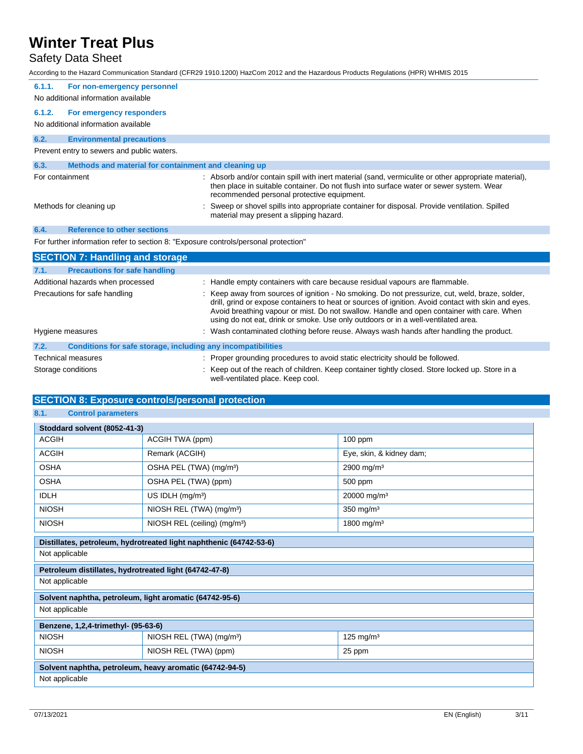#### 6.1.1. For non-emergency personnel

No additional information available

#### 6.1.2. For emergency responders

No additional information available

### 6.2. Environmental precautions

Prevent entry to sewers and public waters.

### 6.3. Methods and material for containment and cleaning up

For containment : Absorb and/or contain spill with inert material (sand, vermiculite or other appropriate material), then place in suitable container. Do not flush into surface water or sewer system. Wear recommended personal protective equipment.

Methods for cleaning up : Sweep or shovel spills into appropriate container for disposal. Provide ventilation. Spilled material may present a slipping hazard.

### 6.4. Reference to other sections

For further information refer to section 8: "Exposure controls/personal protection"

## SECTION 7: Handling and storage

### 7.1. Precautions for safe handling

Additional hazards when processed : Handle empty containers with care because residual vapours are flammable.

Precautions for safe handling : Keep away from sources of ignition - No smoking. Do not pressurize, cut, weld, braze, solder, drill, grind or expose containers to heat or sources of ignition. Avoid contact with skin and eyes. Avoid breathing vapour or mist. Do not swallow. Handle and open container with care. When using do not eat, drink or smoke. Use only outdoors or in a well-ventilated area.

Hygiene measures : Wash contaminated clothing before reuse. Always wash hands after handling the product.

### 7.2. Conditions for safe storage, including any incompatibilities

Technical measures : Proper grounding procedures to avoid static electricity should be followed.

Storage conditions : Keep out of the reach of children. Keep container tightly closed. Store locked up. Store in a well-ventilated place. Keep cool.

## SECTION 8: Exposure controls/personal protection

### 8.1. Control parameters

| Stoddard solvent (8052-41-3) | | |
|---|---|---|
| ACGIH | ACGIH TWA (ppm) | 100 ppm |
| ACGIH | Remark (ACGIH) | Eye, skin, & kidney dam; |
| OSHA | OSHA PEL (TWA) (mg/m³) | 2900 mg/m³ |
| OSHA | OSHA PEL (TWA) (ppm) | 500 ppm |
| IDLH | US IDLH (mg/m³) | 20000 mg/m³ |
| NIOSH | NIOSH REL (TWA) (mg/m³) | 350 mg/m³ |
| NIOSH | NIOSH REL (ceiling) (mg/m³) | 1800 mg/m³ |

| Distillates, petroleum, hydrotreated light naphthenic (64742-53-6) |
|---|
| Not applicable |

| Petroleum distillates, hydrotreated light (64742-47-8) |
|---|
| Not applicable |

| Solvent naphtha, petroleum, light aromatic (64742-95-6) |
|---|
| Not applicable |

| Benzene, 1,2,4-trimethyl- (95-63-6) | | |
|---|---|---|
| NIOSH | NIOSH REL (TWA) (mg/m³) | 125 mg/m³ |
| NIOSH | NIOSH REL (TWA) (ppm) | 25 ppm |

| Solvent naphtha, petroleum, heavy aromatic (64742-94-5) |
|---|
| Not applicable |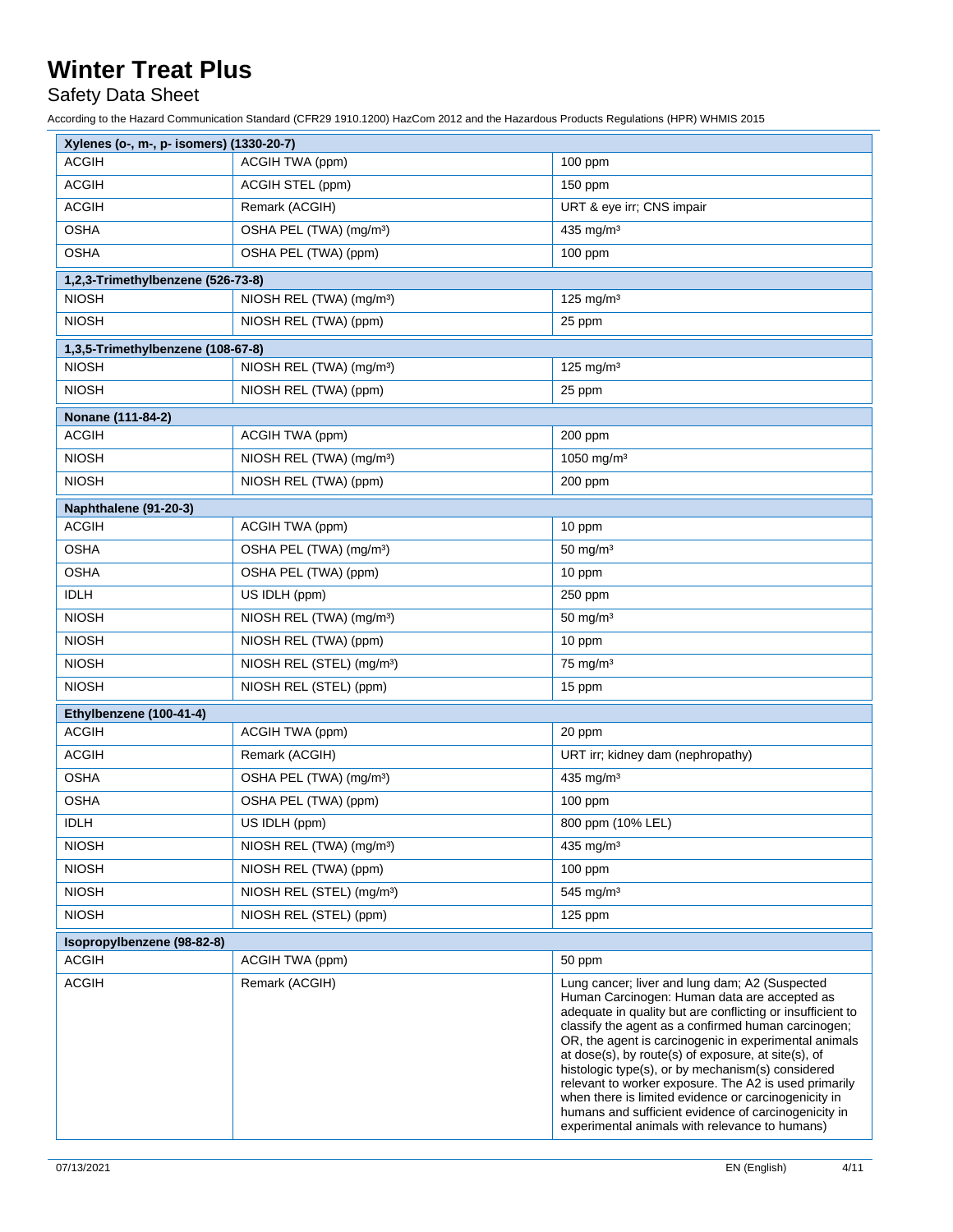| Xylenes (o-, m-, p- isomers) (1330-20-7) | | |
|---|---|---|
| ACGIH | ACGIH TWA (ppm) | 100 ppm |
| ACGIH | ACGIH STEL (ppm) | 150 ppm |
| ACGIH | Remark (ACGIH) | URT & eye irr; CNS impair |
| OSHA | OSHA PEL (TWA) (mg/m³) | 435 mg/m³ |
| OSHA | OSHA PEL (TWA) (ppm) | 100 ppm |

| 1,2,3-Trimethylbenzene (526-73-8) | | |
|---|---|---|
| NIOSH | NIOSH REL (TWA) (mg/m³) | 125 mg/m³ |
| NIOSH | NIOSH REL (TWA) (ppm) | 25 ppm |

| 1,3,5-Trimethylbenzene (108-67-8) | | |
|---|---|---|
| NIOSH | NIOSH REL (TWA) (mg/m³) | 125 mg/m³ |
| NIOSH | NIOSH REL (TWA) (ppm) | 25 ppm |

| Nonane (111-84-2) | | |
|---|---|---|
| ACGIH | ACGIH TWA (ppm) | 200 ppm |
| NIOSH | NIOSH REL (TWA) (mg/m³) | 1050 mg/m³ |
| NIOSH | NIOSH REL (TWA) (ppm) | 200 ppm |

| Naphthalene (91-20-3) | | |
|---|---|---|
| ACGIH | ACGIH TWA (ppm) | 10 ppm |
| OSHA | OSHA PEL (TWA) (mg/m³) | 50 mg/m³ |
| OSHA | OSHA PEL (TWA) (ppm) | 10 ppm |
| IDLH | US IDLH (ppm) | 250 ppm |
| NIOSH | NIOSH REL (TWA) (mg/m³) | 50 mg/m³ |
| NIOSH | NIOSH REL (TWA) (ppm) | 10 ppm |
| NIOSH | NIOSH REL (STEL) (mg/m³) | 75 mg/m³ |
| NIOSH | NIOSH REL (STEL) (ppm) | 15 ppm |

| Ethylbenzene (100-41-4) | | |
|---|---|---|
| ACGIH | ACGIH TWA (ppm) | 20 ppm |
| ACGIH | Remark (ACGIH) | URT irr; kidney dam (nephropathy) |
| OSHA | OSHA PEL (TWA) (mg/m³) | 435 mg/m³ |
| OSHA | OSHA PEL (TWA) (ppm) | 100 ppm |
| IDLH | US IDLH (ppm) | 800 ppm (10% LEL) |
| NIOSH | NIOSH REL (TWA) (mg/m³) | 435 mg/m³ |
| NIOSH | NIOSH REL (TWA) (ppm) | 100 ppm |
| NIOSH | NIOSH REL (STEL) (mg/m³) | 545 mg/m³ |
| NIOSH | NIOSH REL (STEL) (ppm) | 125 ppm |

| Isopropylbenzene (98-82-8) | | |
|---|---|---|
| ACGIH | ACGIH TWA (ppm) | 50 ppm |
| ACGIH | Remark (ACGIH) | Lung cancer; liver and lung dam; A2 (Suspected Human Carcinogen: Human data are accepted as adequate in quality but are conflicting or insufficient to classify the agent as a confirmed human carcinogen; OR, the agent is carcinogenic in experimental animals at dose(s), by route(s) of exposure, at site(s), of histologic type(s), or by mechanism(s) considered relevant to worker exposure. The A2 is used primarily when there is limited evidence or carcinogenicity in humans and sufficient evidence of carcinogenicity in experimental animals with relevance to humans) |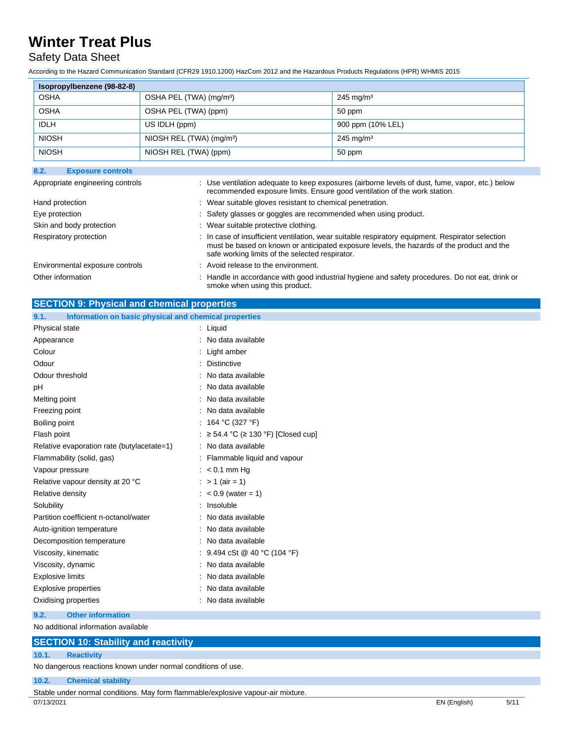| Isopropylbenzene (98-82-8) | | |
|---|---|---|
| OSHA | OSHA PEL (TWA) (mg/m³) | 245 mg/m³ |
| OSHA | OSHA PEL (TWA) (ppm) | 50 ppm |
| IDLH | US IDLH (ppm) | 900 ppm (10% LEL) |
| NIOSH | NIOSH REL (TWA) (mg/m³) | 245 mg/m³ |
| NIOSH | NIOSH REL (TWA) (ppm) | 50 ppm |

### 8.2. Exposure controls

Appropriate engineering controls : Use ventilation adequate to keep exposures (airborne levels of dust, fume, vapor, etc.) below recommended exposure limits. Ensure good ventilation of the work station.

Hand protection : Wear suitable gloves resistant to chemical penetration.

Eye protection : Safety glasses or goggles are recommended when using product.

Skin and body protection : Wear suitable protective clothing.

Respiratory protection : In case of insufficient ventilation, wear suitable respiratory equipment. Respirator selection must be based on known or anticipated exposure levels, the hazards of the product and the safe working limits of the selected respirator.

Environmental exposure controls : Avoid release to the environment.

Other information : Handle in accordance with good industrial hygiene and safety procedures. Do not eat, drink or smoke when using this product.

## SECTION 9: Physical and chemical properties

### 9.1. Information on basic physical and chemical properties

Physical state : Liquid

Appearance : No data available

Colour : Light amber

Odour : Distinctive

Odour threshold : No data available

pH : No data available

Melting point : No data available

Freezing point : No data available

Boiling point : 164 °C (327 °F)

Flash point : ≥ 54.4 °C (≥ 130 °F) [Closed cup]

Relative evaporation rate (butylacetate=1) : No data available

Flammability (solid, gas) : Flammable liquid and vapour

Vapour pressure : < 0.1 mm Hg

Relative vapour density at 20 °C : > 1 (air = 1)

Relative density : < 0.9 (water = 1)

Solubility : Insoluble

Partition coefficient n-octanol/water : No data available

Auto-ignition temperature : No data available

Decomposition temperature : No data available

Viscosity, kinematic : 9.494 cSt @ 40 °C (104 °F)

Viscosity, dynamic : No data available

Explosive limits : No data available

Explosive properties : No data available

Oxidising properties : No data available

### 9.2. Other information

No additional information available

## SECTION 10: Stability and reactivity

### 10.1. Reactivity

No dangerous reactions known under normal conditions of use.

### 10.2. Chemical stability

Stable under normal conditions. May form flammable/explosive vapour-air mixture.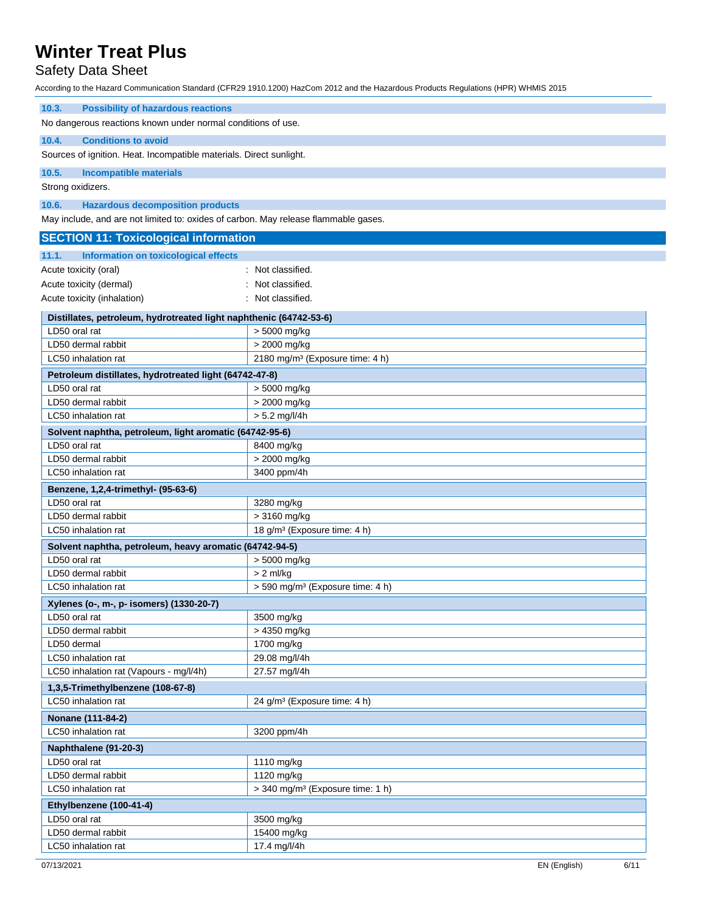### 10.3. Possibility of hazardous reactions

No dangerous reactions known under normal conditions of use.

### 10.4. Conditions to avoid

Sources of ignition. Heat. Incompatible materials. Direct sunlight.

### 10.5. Incompatible materials

Strong oxidizers.

### 10.6. Hazardous decomposition products

May include, and are not limited to: oxides of carbon. May release flammable gases.

## SECTION 11: Toxicological information

### 11.1. Information on toxicological effects

Acute toxicity (oral) : Not classified.

Acute toxicity (dermal) : Not classified.

Acute toxicity (inhalation) : Not classified.

| Distillates, petroleum, hydrotreated light naphthenic (64742-53-6) | |
|---|---|
| LD50 oral rat | > 5000 mg/kg |
| LD50 dermal rabbit | > 2000 mg/kg |
| LC50 inhalation rat | 2180 mg/m³ (Exposure time: 4 h) |

| Petroleum distillates, hydrotreated light (64742-47-8) | |
|---|---|
| LD50 oral rat | > 5000 mg/kg |
| LD50 dermal rabbit | > 2000 mg/kg |
| LC50 inhalation rat | > 5.2 mg/l/4h |

| Solvent naphtha, petroleum, light aromatic (64742-95-6) | |
|---|---|
| LD50 oral rat | 8400 mg/kg |
| LD50 dermal rabbit | > 2000 mg/kg |
| LC50 inhalation rat | 3400 ppm/4h |

| Benzene, 1,2,4-trimethyl- (95-63-6) | |
|---|---|
| LD50 oral rat | 3280 mg/kg |
| LD50 dermal rabbit | > 3160 mg/kg |
| LC50 inhalation rat | 18 g/m³ (Exposure time: 4 h) |

| Solvent naphtha, petroleum, heavy aromatic (64742-94-5) | |
|---|---|
| LD50 oral rat | > 5000 mg/kg |
| LD50 dermal rabbit | > 2 ml/kg |
| LC50 inhalation rat | > 590 mg/m³ (Exposure time: 4 h) |

| Xylenes (o-, m-, p- isomers) (1330-20-7) | |
|---|---|
| LD50 oral rat | 3500 mg/kg |
| LD50 dermal rabbit | > 4350 mg/kg |
| LD50 dermal | 1700 mg/kg |
| LC50 inhalation rat | 29.08 mg/l/4h |
| LC50 inhalation rat (Vapours - mg/l/4h) | 27.57 mg/l/4h |

| 1,3,5-Trimethylbenzene (108-67-8) | |
|---|---|
| LC50 inhalation rat | 24 g/m³ (Exposure time: 4 h) |

| Nonane (111-84-2) | |
|---|---|
| LC50 inhalation rat | 3200 ppm/4h |

| Naphthalene (91-20-3) | |
|---|---|
| LD50 oral rat | 1110 mg/kg |
| LD50 dermal rabbit | 1120 mg/kg |
| LC50 inhalation rat | > 340 mg/m³ (Exposure time: 1 h) |

| Ethylbenzene (100-41-4) | |
|---|---|
| LD50 oral rat | 3500 mg/kg |
| LD50 dermal rabbit | 15400 mg/kg |
| LC50 inhalation rat | 17.4 mg/l/4h |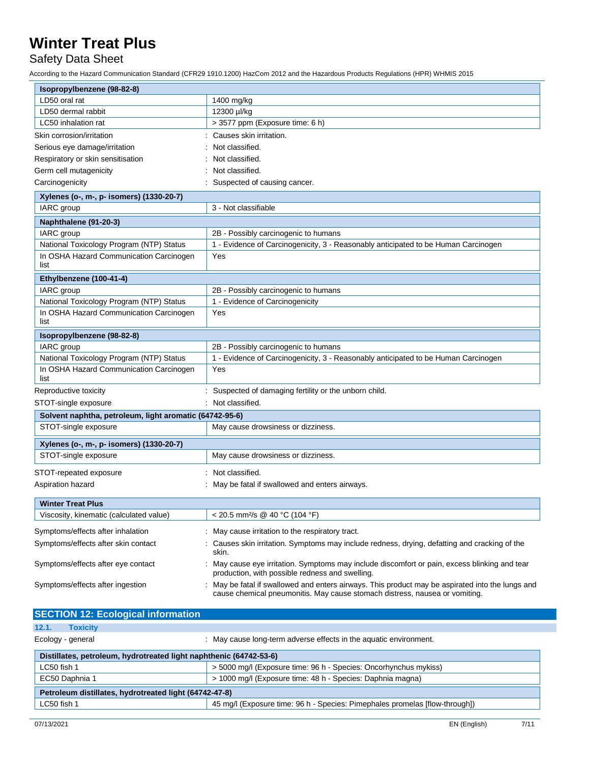| Isopropylbenzene (98-82-8) | |
|---|---|
| LD50 oral rat | 1400 mg/kg |
| LD50 dermal rabbit | 12300 µl/kg |
| LC50 inhalation rat | > 3577 ppm (Exposure time: 6 h) |

Skin corrosion/irritation : Causes skin irritation.

Serious eye damage/irritation : Not classified.

Respiratory or skin sensitisation : Not classified.

Germ cell mutagenicity : Not classified.

Carcinogenicity : Suspected of causing cancer.

| Xylenes (o-, m-, p- isomers) (1330-20-7) | |
|---|---|
| IARC group | 3 - Not classifiable |

| Naphthalene (91-20-3) | |
|---|---|
| IARC group | 2B - Possibly carcinogenic to humans |
| National Toxicology Program (NTP) Status | 1 - Evidence of Carcinogenicity, 3 - Reasonably anticipated to be Human Carcinogen |
| In OSHA Hazard Communication Carcinogen list | Yes |

| Ethylbenzene (100-41-4) | |
|---|---|
| IARC group | 2B - Possibly carcinogenic to humans |
| National Toxicology Program (NTP) Status | 1 - Evidence of Carcinogenicity |
| In OSHA Hazard Communication Carcinogen list | Yes |

| Isopropylbenzene (98-82-8) | |
|---|---|
| IARC group | 2B - Possibly carcinogenic to humans |
| National Toxicology Program (NTP) Status | 1 - Evidence of Carcinogenicity, 3 - Reasonably anticipated to be Human Carcinogen |
| In OSHA Hazard Communication Carcinogen list | Yes |

Reproductive toxicity : Suspected of damaging fertility or the unborn child.

STOT-single exposure : Not classified.

| Solvent naphtha, petroleum, light aromatic (64742-95-6) | |
|---|---|
| STOT-single exposure | May cause drowsiness or dizziness. |

| Xylenes (o-, m-, p- isomers) (1330-20-7) | |
|---|---|
| STOT-single exposure | May cause drowsiness or dizziness. |

STOT-repeated exposure : Not classified.

Aspiration hazard : May be fatal if swallowed and enters airways.

| Winter Treat Plus | |
|---|---|
| Viscosity, kinematic (calculated value) | < 20.5 mm²/s @ 40 °C (104 °F) |

Symptoms/effects after inhalation : May cause irritation to the respiratory tract.

Symptoms/effects after skin contact : Causes skin irritation. Symptoms may include redness, drying, defatting and cracking of the skin.

Symptoms/effects after eye contact : May cause eye irritation. Symptoms may include discomfort or pain, excess blinking and tear production, with possible redness and swelling.

Symptoms/effects after ingestion : May be fatal if swallowed and enters airways. This product may be aspirated into the lungs and cause chemical pneumonitis. May cause stomach distress, nausea or vomiting.

## SECTION 12: Ecological information

### 12.1. Toxicity

Ecology - general : May cause long-term adverse effects in the aquatic environment.

| Distillates, petroleum, hydrotreated light naphthenic (64742-53-6) | |
|---|---|
| LC50 fish 1 | > 5000 mg/l (Exposure time: 96 h - Species: Oncorhynchus mykiss) |
| EC50 Daphnia 1 | > 1000 mg/l (Exposure time: 48 h - Species: Daphnia magna) |

| Petroleum distillates, hydrotreated light (64742-47-8) | |
|---|---|
| LC50 fish 1 | 45 mg/l (Exposure time: 96 h - Species: Pimephales promelas [flow-through]) |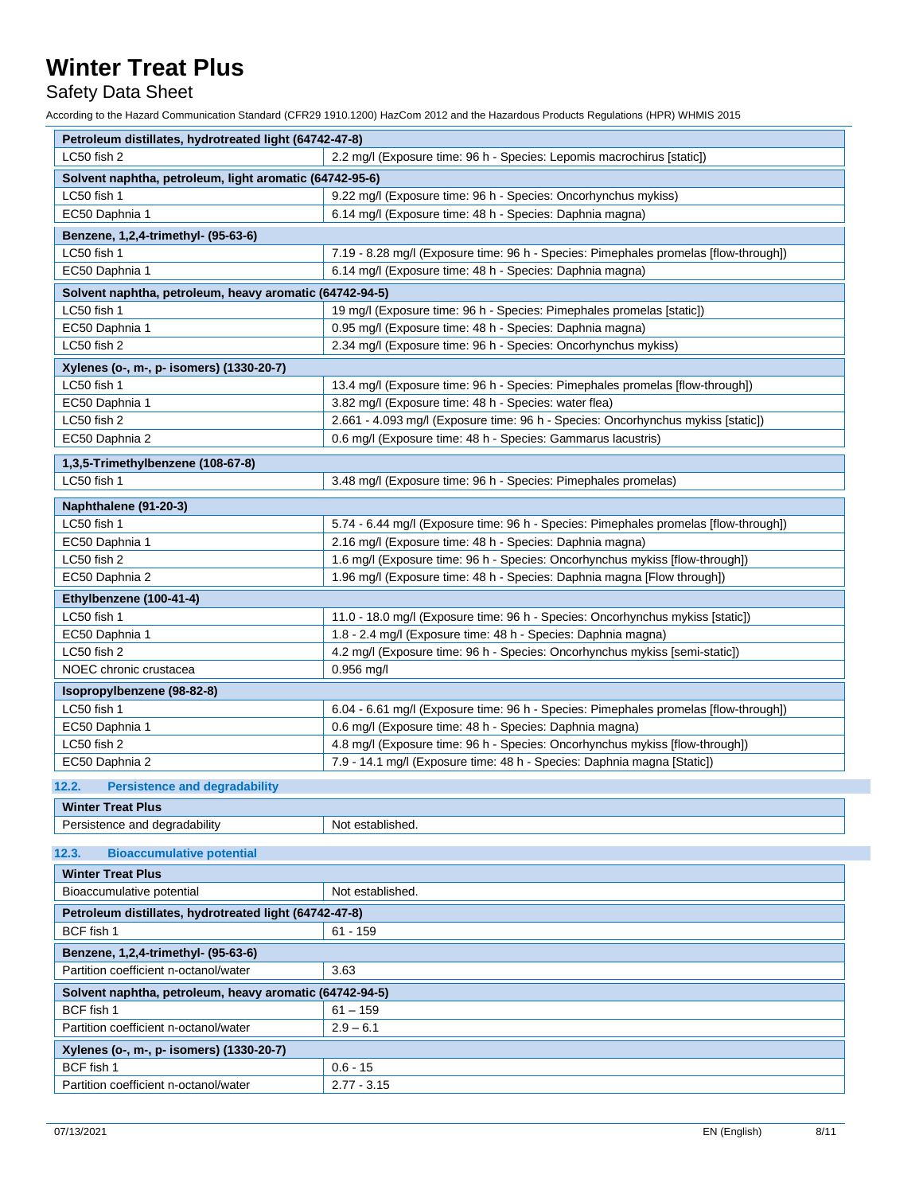| Petroleum distillates, hydrotreated light (64742-47-8) | |
|---|---|
| LC50 fish 2 | 2.2 mg/l (Exposure time: 96 h - Species: Lepomis macrochirus [static]) |

| Solvent naphtha, petroleum, light aromatic (64742-95-6) | |
|---|---|
| LC50 fish 1 | 9.22 mg/l (Exposure time: 96 h - Species: Oncorhynchus mykiss) |
| EC50 Daphnia 1 | 6.14 mg/l (Exposure time: 48 h - Species: Daphnia magna) |

| Benzene, 1,2,4-trimethyl- (95-63-6) | |
|---|---|
| LC50 fish 1 | 7.19 - 8.28 mg/l (Exposure time: 96 h - Species: Pimephales promelas [flow-through]) |
| EC50 Daphnia 1 | 6.14 mg/l (Exposure time: 48 h - Species: Daphnia magna) |

| Solvent naphtha, petroleum, heavy aromatic (64742-94-5) | |
|---|---|
| LC50 fish 1 | 19 mg/l (Exposure time: 96 h - Species: Pimephales promelas [static]) |
| EC50 Daphnia 1 | 0.95 mg/l (Exposure time: 48 h - Species: Daphnia magna) |
| LC50 fish 2 | 2.34 mg/l (Exposure time: 96 h - Species: Oncorhynchus mykiss) |

| Xylenes (o-, m-, p- isomers) (1330-20-7) | |
|---|---|
| LC50 fish 1 | 13.4 mg/l (Exposure time: 96 h - Species: Pimephales promelas [flow-through]) |
| EC50 Daphnia 1 | 3.82 mg/l (Exposure time: 48 h - Species: water flea) |
| LC50 fish 2 | 2.661 - 4.093 mg/l (Exposure time: 96 h - Species: Oncorhynchus mykiss [static]) |
| EC50 Daphnia 2 | 0.6 mg/l (Exposure time: 48 h - Species: Gammarus lacustris) |

| 1,3,5-Trimethylbenzene (108-67-8) | |
|---|---|
| LC50 fish 1 | 3.48 mg/l (Exposure time: 96 h - Species: Pimephales promelas) |

| Naphthalene (91-20-3) | |
|---|---|
| LC50 fish 1 | 5.74 - 6.44 mg/l (Exposure time: 96 h - Species: Pimephales promelas [flow-through]) |
| EC50 Daphnia 1 | 2.16 mg/l (Exposure time: 48 h - Species: Daphnia magna) |
| LC50 fish 2 | 1.6 mg/l (Exposure time: 96 h - Species: Oncorhynchus mykiss [flow-through]) |
| EC50 Daphnia 2 | 1.96 mg/l (Exposure time: 48 h - Species: Daphnia magna [Flow through]) |

| Ethylbenzene (100-41-4) | |
|---|---|
| LC50 fish 1 | 11.0 - 18.0 mg/l (Exposure time: 96 h - Species: Oncorhynchus mykiss [static]) |
| EC50 Daphnia 1 | 1.8 - 2.4 mg/l (Exposure time: 48 h - Species: Daphnia magna) |
| LC50 fish 2 | 4.2 mg/l (Exposure time: 96 h - Species: Oncorhynchus mykiss [semi-static]) |
| NOEC chronic crustacea | 0.956 mg/l |

| Isopropylbenzene (98-82-8) | |
|---|---|
| LC50 fish 1 | 6.04 - 6.61 mg/l (Exposure time: 96 h - Species: Pimephales promelas [flow-through]) |
| EC50 Daphnia 1 | 0.6 mg/l (Exposure time: 48 h - Species: Daphnia magna) |
| LC50 fish 2 | 4.8 mg/l (Exposure time: 96 h - Species: Oncorhynchus mykiss [flow-through]) |
| EC50 Daphnia 2 | 7.9 - 14.1 mg/l (Exposure time: 48 h - Species: Daphnia magna [Static]) |

## 12.2. Persistence and degradability

| Winter Treat Plus | |
|---|---|
| Persistence and degradability | Not established. |

## 12.3. Bioaccumulative potential

| Winter Treat Plus | |
|---|---|
| Bioaccumulative potential | Not established. |

| Petroleum distillates, hydrotreated light (64742-47-8) | |
|---|---|
| BCF fish 1 | 61 - 159 |

| Benzene, 1,2,4-trimethyl- (95-63-6) | |
|---|---|
| Partition coefficient n-octanol/water | 3.63 |

| Solvent naphtha, petroleum, heavy aromatic (64742-94-5) | |
|---|---|
| BCF fish 1 | 61 – 159 |
| Partition coefficient n-octanol/water | 2.9 – 6.1 |

| Xylenes (o-, m-, p- isomers) (1330-20-7) | |
|---|---|
| BCF fish 1 | 0.6 - 15 |
| Partition coefficient n-octanol/water | 2.77 - 3.15 |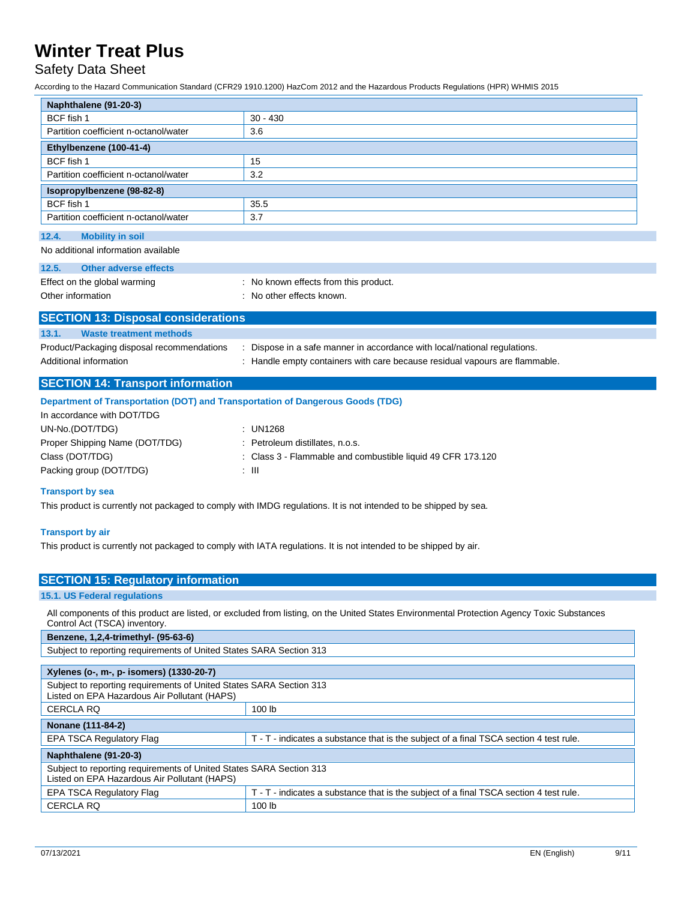| Naphthalene (91-20-3) | |
|---|---|
| BCF fish 1 | 30 - 430 |
| Partition coefficient n-octanol/water | 3.6 |
| **Ethylbenzene (100-41-4)** | |
| BCF fish 1 | 15 |
| Partition coefficient n-octanol/water | 3.2 |
| **Isopropylbenzene (98-82-8)** | |
| BCF fish 1 | 35.5 |
| Partition coefficient n-octanol/water | 3.7 |

### 12.4. Mobility in soil

No additional information available

### 12.5. Other adverse effects

Effect on the global warming : No known effects from this product.

Other information : No other effects known.

## SECTION 13: Disposal considerations

### 13.1. Waste treatment methods

Product/Packaging disposal recommendations : Dispose in a safe manner in accordance with local/national regulations.

Additional information : Handle empty containers with care because residual vapours are flammable.

## SECTION 14: Transport information

### Department of Transportation (DOT) and Transportation of Dangerous Goods (TDG)

In accordance with DOT/TDG

UN-No.(DOT/TDG) : UN1268

Proper Shipping Name (DOT/TDG) : Petroleum distillates, n.o.s.

Class (DOT/TDG) : Class 3 - Flammable and combustible liquid 49 CFR 173.120

Packing group (DOT/TDG) : III

### Transport by sea

This product is currently not packaged to comply with IMDG regulations. It is not intended to be shipped by sea.

### Transport by air

This product is currently not packaged to comply with IATA regulations. It is not intended to be shipped by air.

## SECTION 15: Regulatory information

### 15.1. US Federal regulations

All components of this product are listed, or excluded from listing, on the United States Environmental Protection Agency Toxic Substances Control Act (TSCA) inventory.

| Benzene, 1,2,4-trimethyl- (95-63-6) | |
|---|---|
| Subject to reporting requirements of United States SARA Section 313 | |

| Xylenes (o-, m-, p- isomers) (1330-20-7) | |
|---|---|
| Subject to reporting requirements of United States SARA Section 313<br>Listed on EPA Hazardous Air Pollutant (HAPS) | |
| CERCLA RQ | 100 lb |
| **Nonane (111-84-2)** | |
| EPA TSCA Regulatory Flag | T - T - indicates a substance that is the subject of a final TSCA section 4 test rule. |
| **Naphthalene (91-20-3)** | |
| Subject to reporting requirements of United States SARA Section 313<br>Listed on EPA Hazardous Air Pollutant (HAPS) | |
| EPA TSCA Regulatory Flag | T - T - indicates a substance that is the subject of a final TSCA section 4 test rule. |
| CERCLA RQ | 100 lb |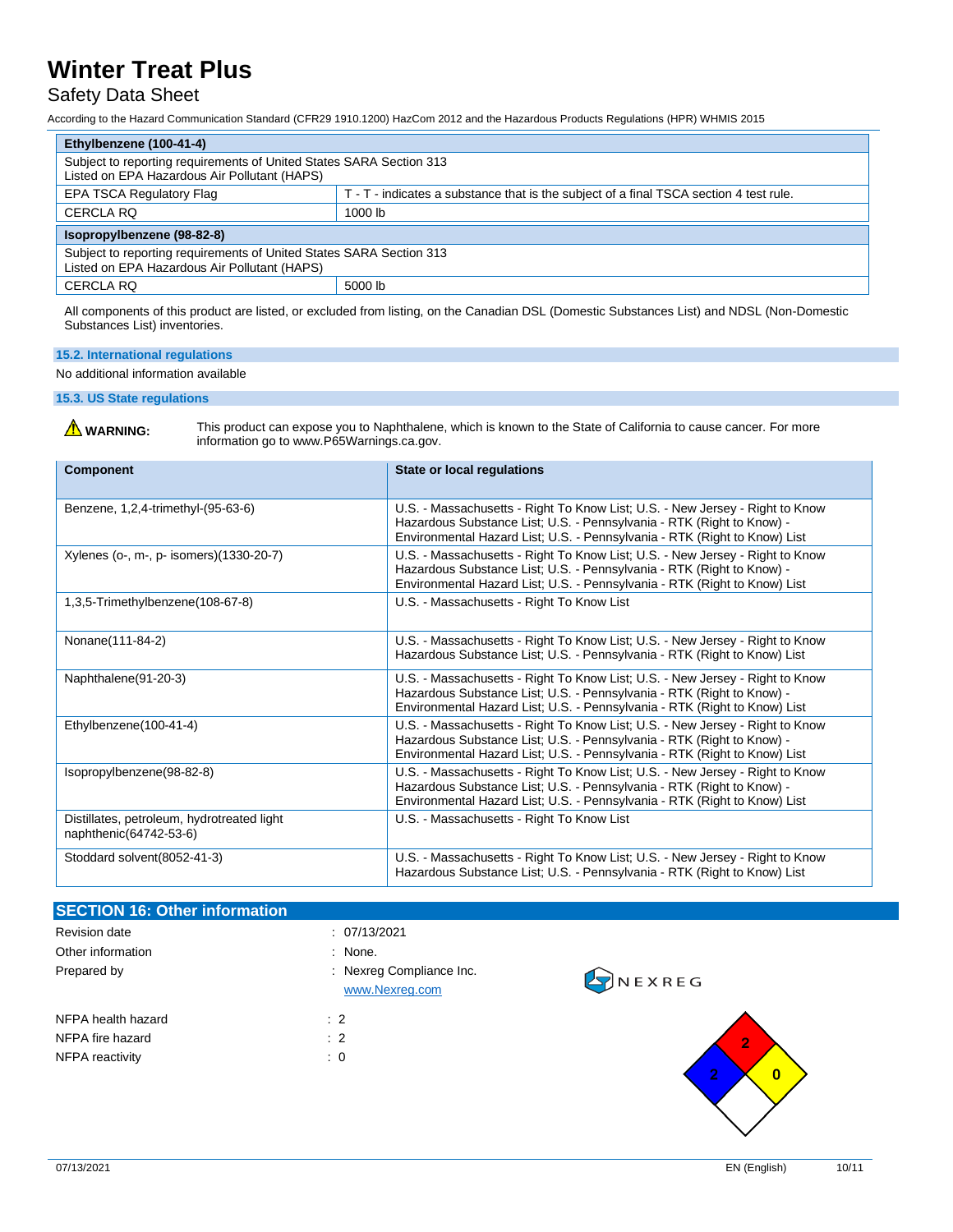| Ethylbenzene (100-41-4) | |
|---|---|
| Subject to reporting requirements of United States SARA Section 313<br>Listed on EPA Hazardous Air Pollutant (HAPS) | |
| EPA TSCA Regulatory Flag | T - T - indicates a substance that is the subject of a final TSCA section 4 test rule. |
| CERCLA RQ | 1000 lb |

| Isopropylbenzene (98-82-8) | |
|---|---|
| Subject to reporting requirements of United States SARA Section 313<br>Listed on EPA Hazardous Air Pollutant (HAPS) | |
| CERCLA RQ | 5000 lb |

All components of this product are listed, or excluded from listing, on the Canadian DSL (Domestic Substances List) and NDSL (Non-Domestic Substances List) inventories.

### 15.2. International regulations

No additional information available

### 15.3. US State regulations

**WARNING:** This product can expose you to Naphthalene, which is known to the State of California to cause cancer. For more information go to www.P65Warnings.ca.gov.

| Component | State or local regulations |
|---|---|
| Benzene, 1,2,4-trimethyl-(95-63-6) | U.S. - Massachusetts - Right To Know List; U.S. - New Jersey - Right to Know Hazardous Substance List; U.S. - Pennsylvania - RTK (Right to Know) - Environmental Hazard List; U.S. - Pennsylvania - RTK (Right to Know) List |
| Xylenes (o-, m-, p- isomers)(1330-20-7) | U.S. - Massachusetts - Right To Know List; U.S. - New Jersey - Right to Know Hazardous Substance List; U.S. - Pennsylvania - RTK (Right to Know) - Environmental Hazard List; U.S. - Pennsylvania - RTK (Right to Know) List |
| 1,3,5-Trimethylbenzene(108-67-8) | U.S. - Massachusetts - Right To Know List |
| Nonane(111-84-2) | U.S. - Massachusetts - Right To Know List; U.S. - New Jersey - Right to Know Hazardous Substance List; U.S. - Pennsylvania - RTK (Right to Know) List |
| Naphthalene(91-20-3) | U.S. - Massachusetts - Right To Know List; U.S. - New Jersey - Right to Know Hazardous Substance List; U.S. - Pennsylvania - RTK (Right to Know) - Environmental Hazard List; U.S. - Pennsylvania - RTK (Right to Know) List |
| Ethylbenzene(100-41-4) | U.S. - Massachusetts - Right To Know List; U.S. - New Jersey - Right to Know Hazardous Substance List; U.S. - Pennsylvania - RTK (Right to Know) - Environmental Hazard List; U.S. - Pennsylvania - RTK (Right to Know) List |
| Isopropylbenzene(98-82-8) | U.S. - Massachusetts - Right To Know List; U.S. - New Jersey - Right to Know Hazardous Substance List; U.S. - Pennsylvania - RTK (Right to Know) - Environmental Hazard List; U.S. - Pennsylvania - RTK (Right to Know) List |
| Distillates, petroleum, hydrotreated light naphthenic(64742-53-6) | U.S. - Massachusetts - Right To Know List |
| Stoddard solvent(8052-41-3) | U.S. - Massachusetts - Right To Know List; U.S. - New Jersey - Right to Know Hazardous Substance List; U.S. - Pennsylvania - RTK (Right to Know) List |

## SECTION 16: Other information

Revision date : 07/13/2021

Other information : None.

Prepared by : Nexreg Compliance Inc.
www.Nexreg.com

NFPA health hazard : 2

NFPA fire hazard : 2

NFPA reactivity : 0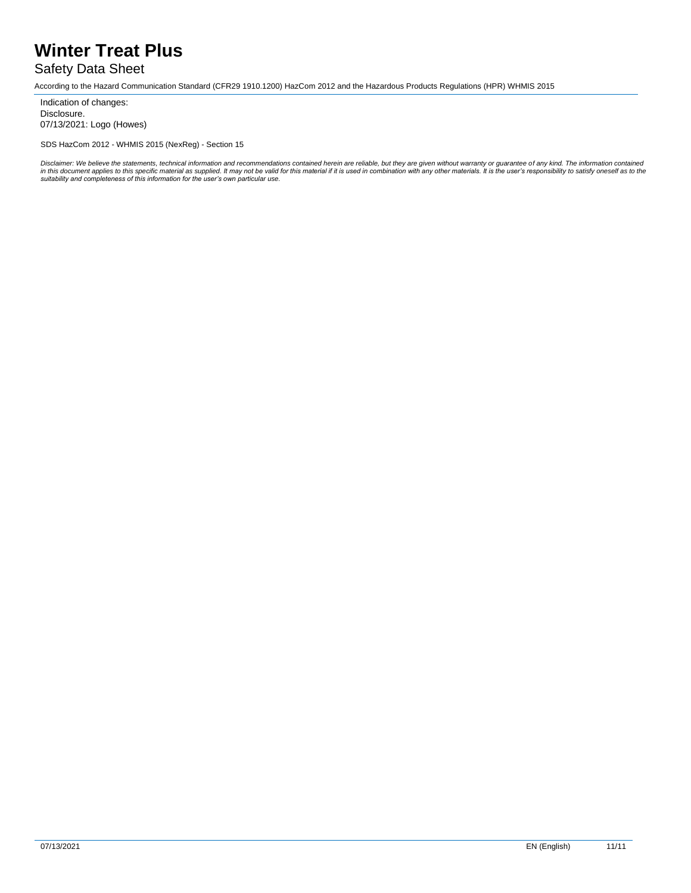Indication of changes:
Disclosure.
07/13/2021: Logo (Howes)

SDS HazCom 2012 - WHMIS 2015 (NexReg) - Section 15

*Disclaimer: We believe the statements, technical information and recommendations contained herein are reliable, but they are given without warranty or guarantee of any kind. The information contained in this document applies to this specific material as supplied. It may not be valid for this material if it is used in combination with any other materials. It is the user's responsibility to satisfy oneself as to the suitability and completeness of this information for the user's own particular use.*